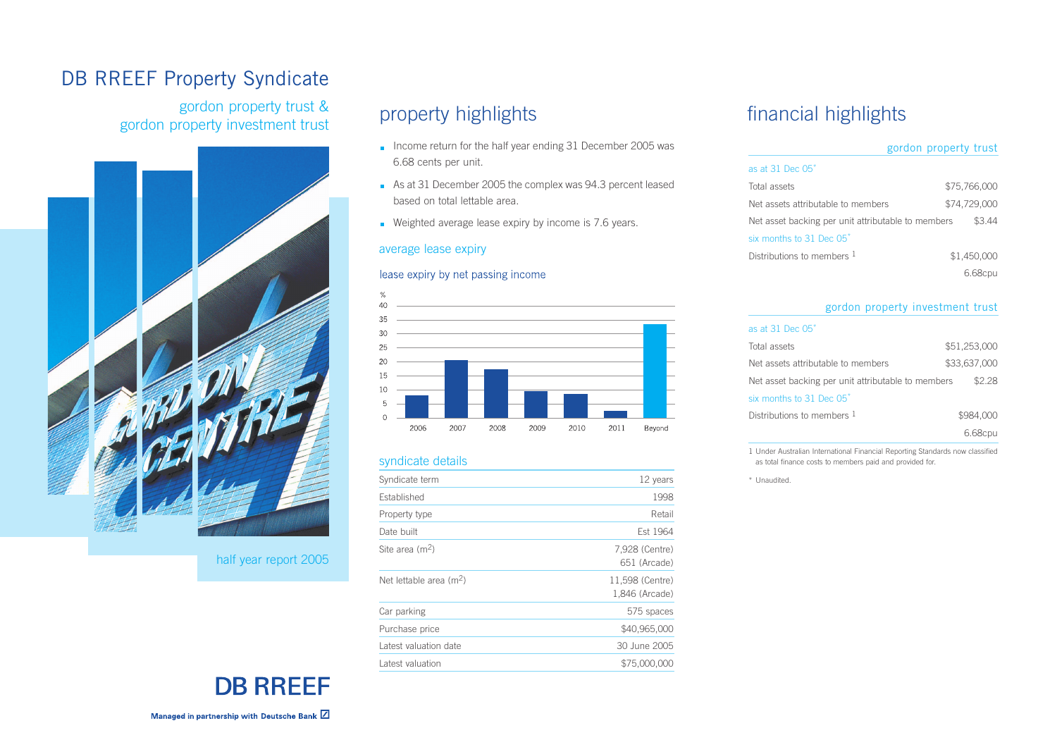# DB RREEF Property Syndicate

## gordon property trust & gordon property investment trust

half year report 2005

## property highlights

- Income return for the half year ending 31 December 2005 was 6.68 cents per unit.
- As at 31 December 2005 the complex was 94.3 percent leased based on total lettable area.
- Weighted average lease expiry by income is 7.6 years.

### average lease expiry

#### lease expiry by net passing income

| Year | % (approx.) |
|---|---|
| 2006 | 8 |
| 2007 | 20.5 |
| 2008 | 17 |
| 2009 | 9.5 |
| 2010 | 8.5 |
| 2011 | 2.5 |
| Beyond | 33.5 |

### syndicate details

| | |
|---|---|
| Syndicate term | 12 years |
| Established | 1998 |
| Property type | Retail |
| Date built | Est 1964 |
| Site area ($m^2$) | 7,928 (Centre)<br>651 (Arcade) |
| Net lettable area ($m^2$) | 11,598 (Centre)<br>1,846 (Arcade) |
| Car parking | 575 spaces |
| Purchase price | $40,965,000 |
| Latest valuation date | 30 June 2005 |
| Latest valuation | $75,000,000 |

## financial highlights

### gordon property trust

| as at 31 Dec 05* | |
|---|---|
| Total assets | $75,766,000 |
| Net assets attributable to members | $74,729,000 |
| Net asset backing per unit attributable to members | $3.44 |
| **six months to 31 Dec 05*** | |
| Distributions to members [1] | $1,450,000 |
| | 6.68cpu |

### gordon property investment trust

| as at 31 Dec 05* | |
|---|---|
| Total assets | $51,253,000 |
| Net assets attributable to members | $33,637,000 |
| Net asset backing per unit attributable to members | $2.28 |
| **six months to 31 Dec 05*** | |
| Distributions to members [1] | $984,000 |
| | 6.68cpu |

1 Under Australian International Financial Reporting Standards now classified as total finance costs to members paid and provided for.

* Unaudited.

**DB RREEF**

Managed in partnership with Deutsche Bank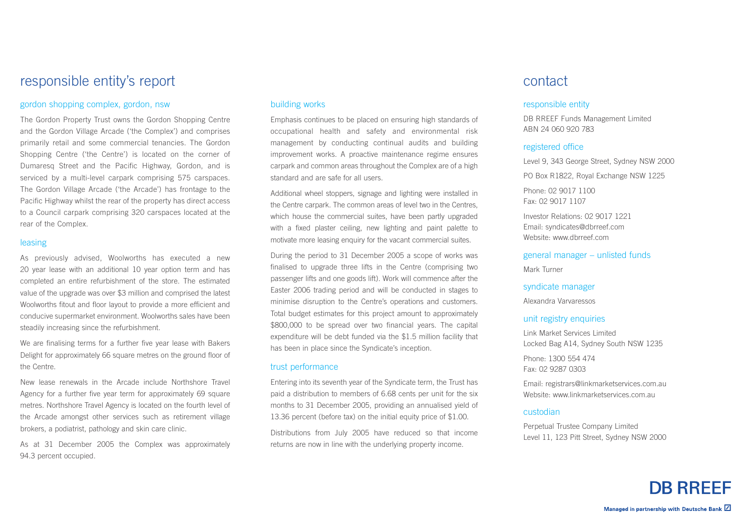# responsible entity's report

## gordon shopping complex, gordon, nsw

The Gordon Property Trust owns the Gordon Shopping Centre and the Gordon Village Arcade ('the Complex') and comprises primarily retail and some commercial tenancies. The Gordon Shopping Centre ('the Centre') is located on the corner of Dumaresq Street and the Pacific Highway, Gordon, and is serviced by a multi-level carpark comprising 575 carspaces. The Gordon Village Arcade ('the Arcade') has frontage to the Pacific Highway whilst the rear of the property has direct access to a Council carpark comprising 320 carspaces located at the rear of the Complex.

## leasing

As previously advised, Woolworths has executed a new 20 year lease with an additional 10 year option term and has completed an entire refurbishment of the store. The estimated value of the upgrade was over $3 million and comprised the latest Woolworths fitout and floor layout to provide a more efficient and conducive supermarket environment. Woolworths sales have been steadily increasing since the refurbishment.

We are finalising terms for a further five year lease with Bakers Delight for approximately 66 square metres on the ground floor of the Centre.

New lease renewals in the Arcade include Northshore Travel Agency for a further five year term for approximately 69 square metres. Northshore Travel Agency is located on the fourth level of the Arcade amongst other services such as retirement village brokers, a podiatrist, pathology and skin care clinic.

As at 31 December 2005 the Complex was approximately 94.3 percent occupied.

## building works

Emphasis continues to be placed on ensuring high standards of occupational health and safety and environmental risk management by conducting continual audits and building improvement works. A proactive maintenance regime ensures carpark and common areas throughout the Complex are of a high standard and are safe for all users.

Additional wheel stoppers, signage and lighting were installed in the Centre carpark. The common areas of level two in the Centres, which house the commercial suites, have been partly upgraded with a fixed plaster ceiling, new lighting and paint palette to motivate more leasing enquiry for the vacant commercial suites.

During the period to 31 December 2005 a scope of works was finalised to upgrade three lifts in the Centre (comprising two passenger lifts and one goods lift). Work will commence after the Easter 2006 trading period and will be conducted in stages to minimise disruption to the Centre's operations and customers. Total budget estimates for this project amount to approximately $800,000 to be spread over two financial years. The capital expenditure will be debt funded via the $1.5 million facility that has been in place since the Syndicate's inception.

## trust performance

Entering into its seventh year of the Syndicate term, the Trust has paid a distribution to members of 6.68 cents per unit for the six months to 31 December 2005, providing an annualised yield of 13.36 percent (before tax) on the initial equity price of $1.00.

Distributions from July 2005 have reduced so that income returns are now in line with the underlying property income.

# contact

## responsible entity

DB RREEF Funds Management Limited
ABN 24 060 920 783

## registered office

Level 9, 343 George Street, Sydney NSW 2000

PO Box R1822, Royal Exchange NSW 1225

Phone: 02 9017 1100
Fax: 02 9017 1107

Investor Relations: 02 9017 1221
Email: syndicates@dbrreef.com
Website: www.dbrreef.com

## general manager – unlisted funds

Mark Turner

## syndicate manager

Alexandra Varvaressos

## unit registry enquiries

Link Market Services Limited
Locked Bag A14, Sydney South NSW 1235

Phone: 1300 554 474
Fax: 02 9287 0303

Email: registrars@linkmarketservices.com.au
Website: www.linkmarketservices.com.au

## custodian

Perpetual Trustee Company Limited
Level 11, 123 Pitt Street, Sydney NSW 2000

DB RREEF

Managed in partnership with Deutsche Bank